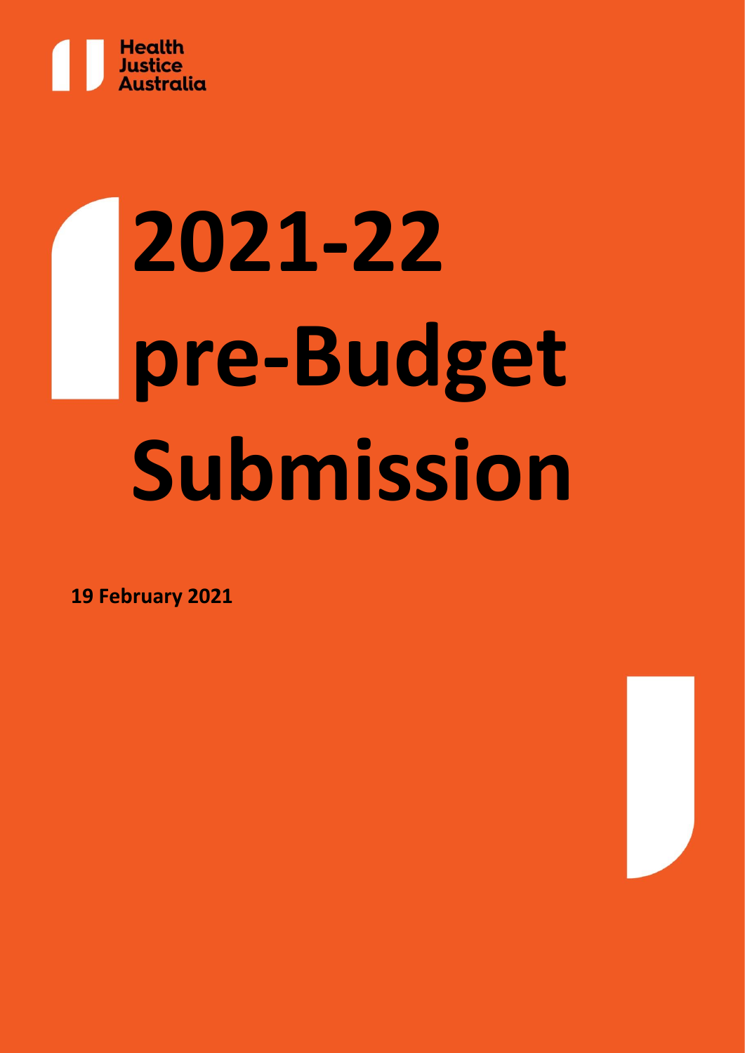Health
Justice
Australia

# 2021-22 pre-Budget Submission

**19 February 2021**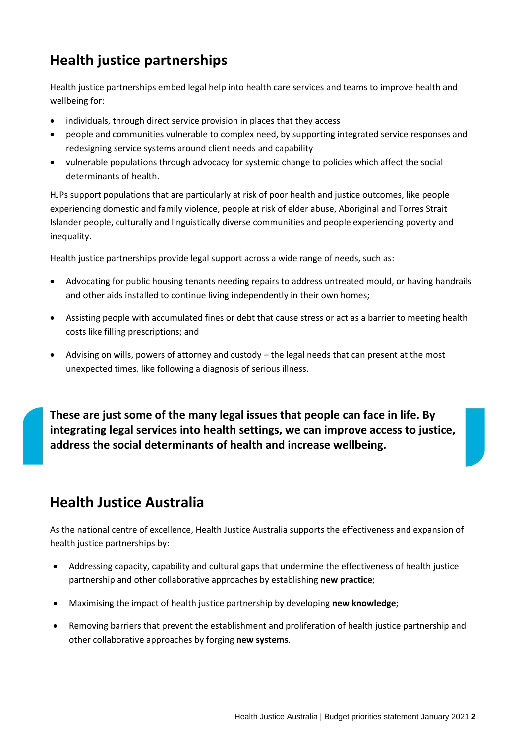## Health justice partnerships

Health justice partnerships embed legal help into health care services and teams to improve health and wellbeing for:

- individuals, through direct service provision in places that they access
- people and communities vulnerable to complex need, by supporting integrated service responses and redesigning service systems around client needs and capability
- vulnerable populations through advocacy for systemic change to policies which affect the social determinants of health.

HJPs support populations that are particularly at risk of poor health and justice outcomes, like people experiencing domestic and family violence, people at risk of elder abuse, Aboriginal and Torres Strait Islander people, culturally and linguistically diverse communities and people experiencing poverty and inequality.

Health justice partnerships provide legal support across a wide range of needs, such as:

- Advocating for public housing tenants needing repairs to address untreated mould, or having handrails and other aids installed to continue living independently in their own homes;
- Assisting people with accumulated fines or debt that cause stress or act as a barrier to meeting health costs like filling prescriptions; and
- Advising on wills, powers of attorney and custody – the legal needs that can present at the most unexpected times, like following a diagnosis of serious illness.

**These are just some of the many legal issues that people can face in life. By integrating legal services into health settings, we can improve access to justice, address the social determinants of health and increase wellbeing.**

## Health Justice Australia

As the national centre of excellence, Health Justice Australia supports the effectiveness and expansion of health justice partnerships by:

- Addressing capacity, capability and cultural gaps that undermine the effectiveness of health justice partnership and other collaborative approaches by establishing **new practice**;
- Maximising the impact of health justice partnership by developing **new knowledge**;
- Removing barriers that prevent the establishment and proliferation of health justice partnership and other collaborative approaches by forging **new systems**.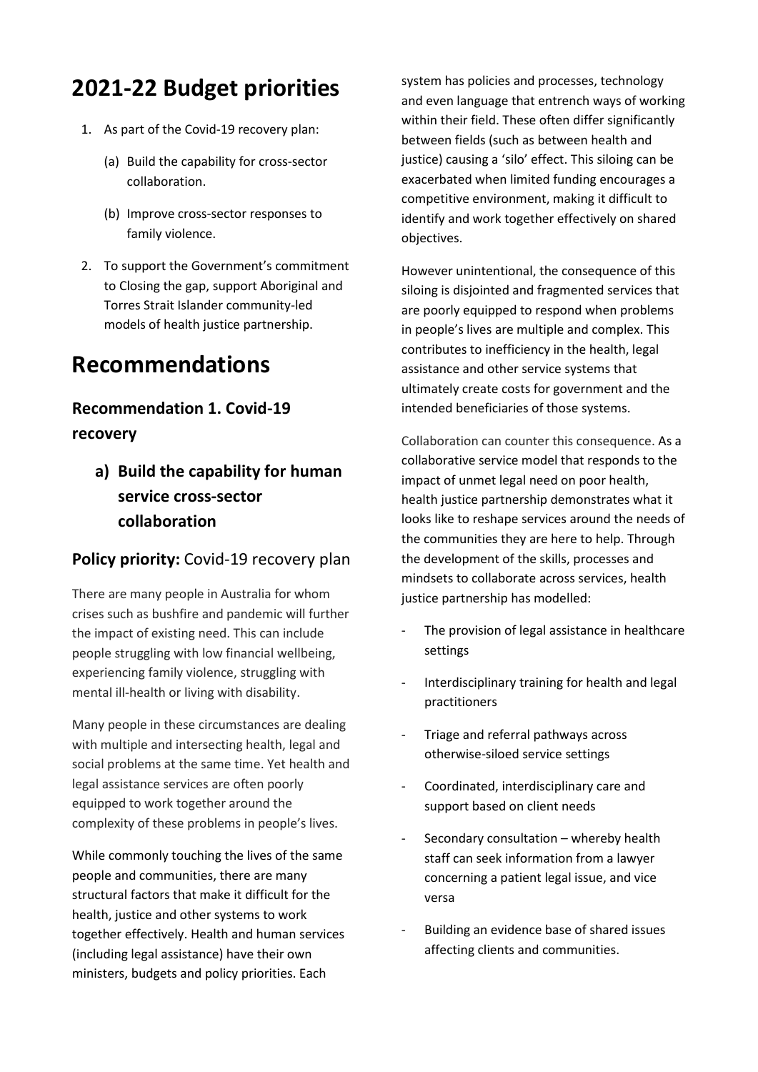# 2021-22 Budget priorities

1. As part of the Covid-19 recovery plan:

   (a) Build the capability for cross-sector collaboration.

   (b) Improve cross-sector responses to family violence.

2. To support the Government's commitment to Closing the gap, support Aboriginal and Torres Strait Islander community-led models of health justice partnership.

# Recommendations

## Recommendation 1. Covid-19 recovery

### a) Build the capability for human service cross-sector collaboration

## **Policy priority:** Covid-19 recovery plan

There are many people in Australia for whom crises such as bushfire and pandemic will further the impact of existing need. This can include people struggling with low financial wellbeing, experiencing family violence, struggling with mental ill-health or living with disability.

Many people in these circumstances are dealing with multiple and intersecting health, legal and social problems at the same time. Yet health and legal assistance services are often poorly equipped to work together around the complexity of these problems in people's lives.

While commonly touching the lives of the same people and communities, there are many structural factors that make it difficult for the health, justice and other systems to work together effectively. Health and human services (including legal assistance) have their own ministers, budgets and policy priorities. Each system has policies and processes, technology and even language that entrench ways of working within their field. These often differ significantly between fields (such as between health and justice) causing a 'silo' effect. This siloing can be exacerbated when limited funding encourages a competitive environment, making it difficult to identify and work together effectively on shared objectives.

However unintentional, the consequence of this siloing is disjointed and fragmented services that are poorly equipped to respond when problems in people's lives are multiple and complex. This contributes to inefficiency in the health, legal assistance and other service systems that ultimately create costs for government and the intended beneficiaries of those systems.

Collaboration can counter this consequence. As a collaborative service model that responds to the impact of unmet legal need on poor health, health justice partnership demonstrates what it looks like to reshape services around the needs of the communities they are here to help. Through the development of the skills, processes and mindsets to collaborate across services, health justice partnership has modelled:

- The provision of legal assistance in healthcare settings
- Interdisciplinary training for health and legal practitioners
- Triage and referral pathways across otherwise-siloed service settings
- Coordinated, interdisciplinary care and support based on client needs
- Secondary consultation – whereby health staff can seek information from a lawyer concerning a patient legal issue, and vice versa
- Building an evidence base of shared issues affecting clients and communities.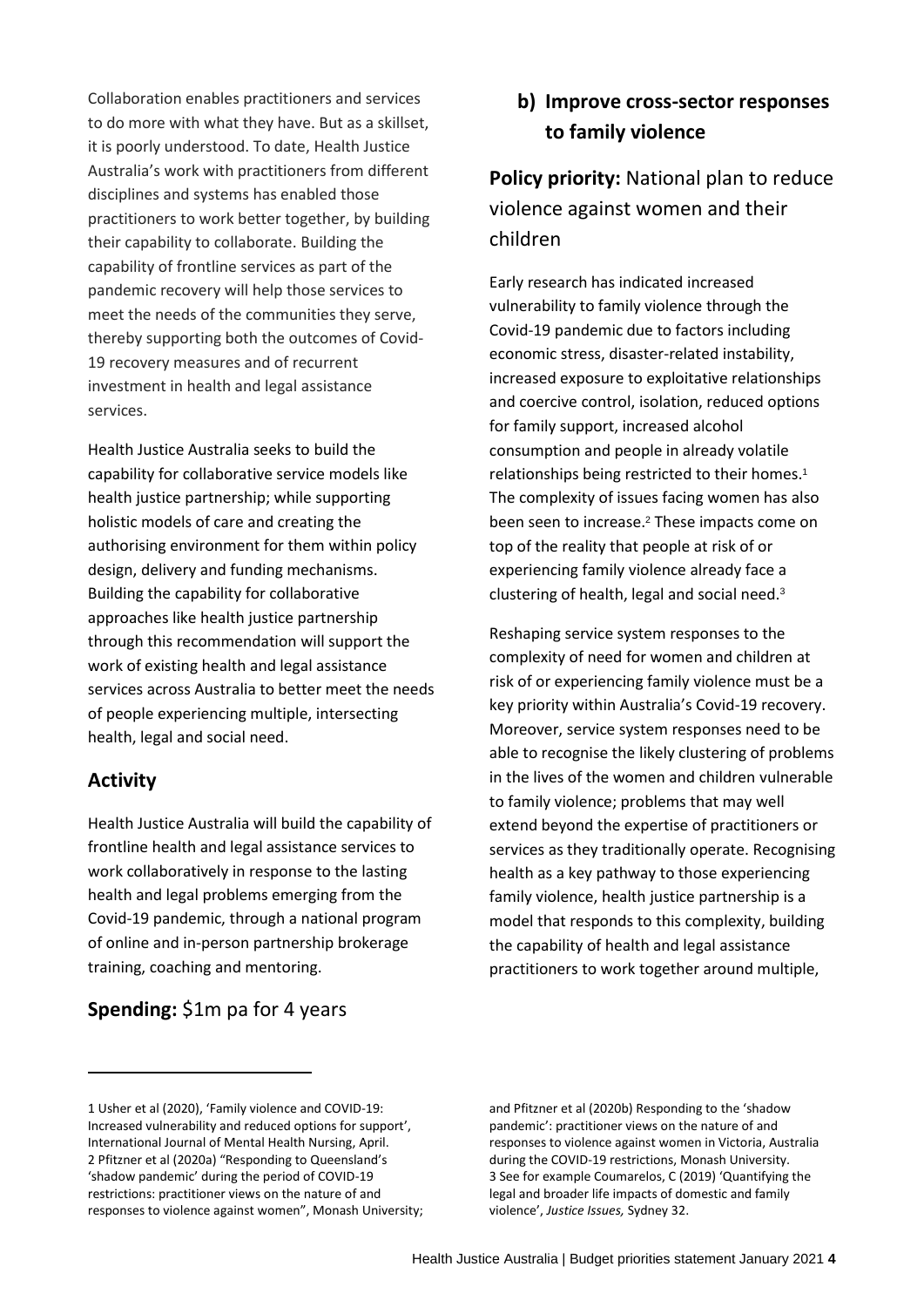Collaboration enables practitioners and services to do more with what they have. But as a skillset, it is poorly understood. To date, Health Justice Australia's work with practitioners from different disciplines and systems has enabled those practitioners to work better together, by building their capability to collaborate. Building the capability of frontline services as part of the pandemic recovery will help those services to meet the needs of the communities they serve, thereby supporting both the outcomes of Covid-19 recovery measures and of recurrent investment in health and legal assistance services.

Health Justice Australia seeks to build the capability for collaborative service models like health justice partnership; while supporting holistic models of care and creating the authorising environment for them within policy design, delivery and funding mechanisms. Building the capability for collaborative approaches like health justice partnership through this recommendation will support the work of existing health and legal assistance services across Australia to better meet the needs of people experiencing multiple, intersecting health, legal and social need.

## Activity

Health Justice Australia will build the capability of frontline health and legal assistance services to work collaboratively in response to the lasting health and legal problems emerging from the Covid-19 pandemic, through a national program of online and in-person partnership brokerage training, coaching and mentoring.

## **Spending:** $1m pa for 4 years

## b) Improve cross-sector responses to family violence

## **Policy priority:** National plan to reduce violence against women and their children

Early research has indicated increased vulnerability to family violence through the Covid-19 pandemic due to factors including economic stress, disaster-related instability, increased exposure to exploitative relationships and coercive control, isolation, reduced options for family support, increased alcohol consumption and people in already volatile relationships being restricted to their homes.[1] The complexity of issues facing women has also been seen to increase.[2] These impacts come on top of the reality that people at risk of or experiencing family violence already face a clustering of health, legal and social need.[3]

Reshaping service system responses to the complexity of need for women and children at risk of or experiencing family violence must be a key priority within Australia's Covid-19 recovery. Moreover, service system responses need to be able to recognise the likely clustering of problems in the lives of the women and children vulnerable to family violence; problems that may well extend beyond the expertise of practitioners or services as they traditionally operate. Recognising health as a key pathway to those experiencing family violence, health justice partnership is a model that responds to this complexity, building the capability of health and legal assistance practitioners to work together around multiple,

---

1 Usher et al (2020), 'Family violence and COVID-19: Increased vulnerability and reduced options for support', International Journal of Mental Health Nursing, April.
2 Pfitzner et al (2020a) "Responding to Queensland's 'shadow pandemic' during the period of COVID-19 restrictions: practitioner views on the nature of and responses to violence against women", Monash University; and Pfitzner et al (2020b) Responding to the 'shadow pandemic': practitioner views on the nature of and responses to violence against women in Victoria, Australia during the COVID-19 restrictions, Monash University.
3 See for example Coumarelos, C (2019) 'Quantifying the legal and broader life impacts of domestic and family violence', *Justice Issues,* Sydney 32.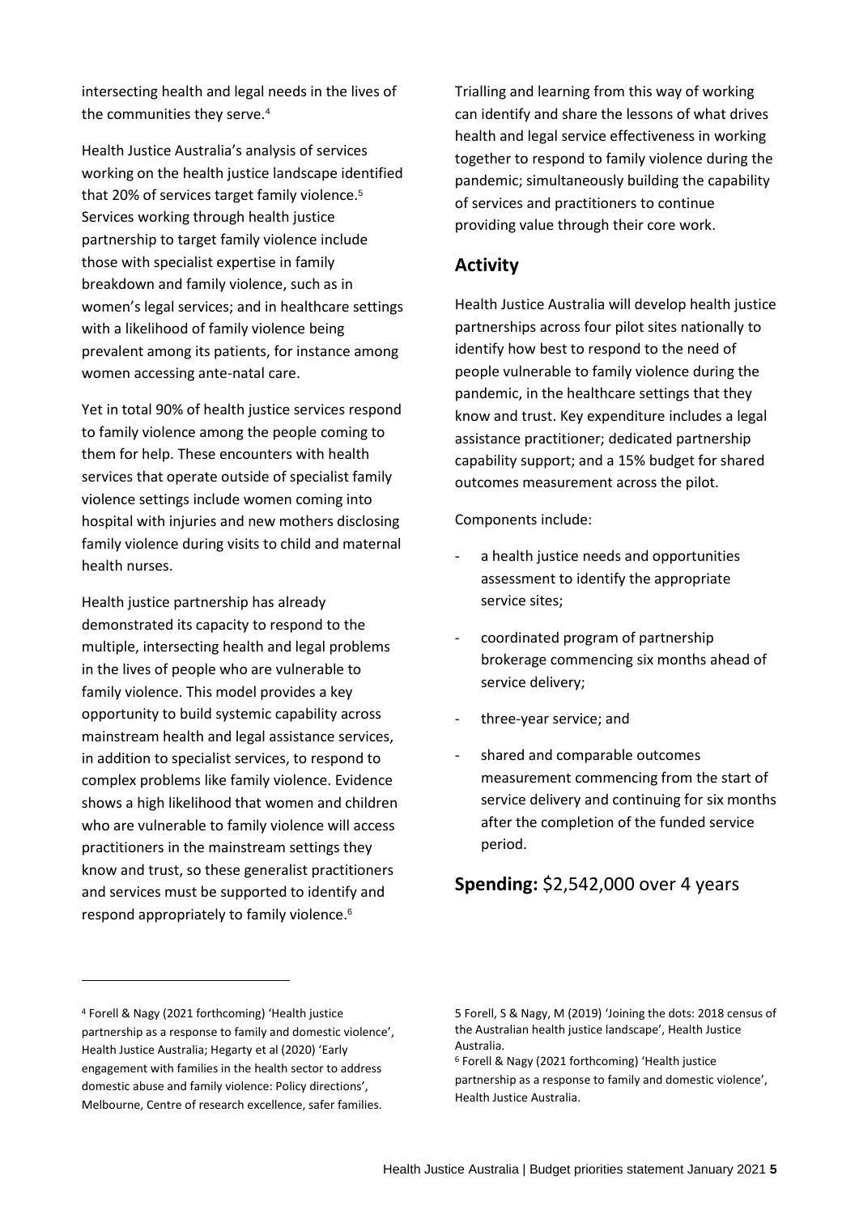intersecting health and legal needs in the lives of the communities they serve.[4]

Health Justice Australia's analysis of services working on the health justice landscape identified that 20% of services target family violence.[5] Services working through health justice partnership to target family violence include those with specialist expertise in family breakdown and family violence, such as in women's legal services; and in healthcare settings with a likelihood of family violence being prevalent among its patients, for instance among women accessing ante-natal care.

Yet in total 90% of health justice services respond to family violence among the people coming to them for help. These encounters with health services that operate outside of specialist family violence settings include women coming into hospital with injuries and new mothers disclosing family violence during visits to child and maternal health nurses.

Health justice partnership has already demonstrated its capacity to respond to the multiple, intersecting health and legal problems in the lives of people who are vulnerable to family violence. This model provides a key opportunity to build systemic capability across mainstream health and legal assistance services, in addition to specialist services, to respond to complex problems like family violence. Evidence shows a high likelihood that women and children who are vulnerable to family violence will access practitioners in the mainstream settings they know and trust, so these generalist practitioners and services must be supported to identify and respond appropriately to family violence.[6]

Trialling and learning from this way of working can identify and share the lessons of what drives health and legal service effectiveness in working together to respond to family violence during the pandemic; simultaneously building the capability of services and practitioners to continue providing value through their core work.

## Activity

Health Justice Australia will develop health justice partnerships across four pilot sites nationally to identify how best to respond to the need of people vulnerable to family violence during the pandemic, in the healthcare settings that they know and trust. Key expenditure includes a legal assistance practitioner; dedicated partnership capability support; and a 15% budget for shared outcomes measurement across the pilot.

Components include:

- a health justice needs and opportunities assessment to identify the appropriate service sites;
- coordinated program of partnership brokerage commencing six months ahead of service delivery;
- three-year service; and
- shared and comparable outcomes measurement commencing from the start of service delivery and continuing for six months after the completion of the funded service period.

**Spending:** $2,542,000 over 4 years

---

[4] Forell & Nagy (2021 forthcoming) 'Health justice partnership as a response to family and domestic violence', Health Justice Australia; Hegarty et al (2020) 'Early engagement with families in the health sector to address domestic abuse and family violence: Policy directions', Melbourne, Centre of research excellence, safer families.

[5] Forell, S & Nagy, M (2019) 'Joining the dots: 2018 census of the Australian health justice landscape', Health Justice Australia.

[6] Forell & Nagy (2021 forthcoming) 'Health justice partnership as a response to family and domestic violence', Health Justice Australia.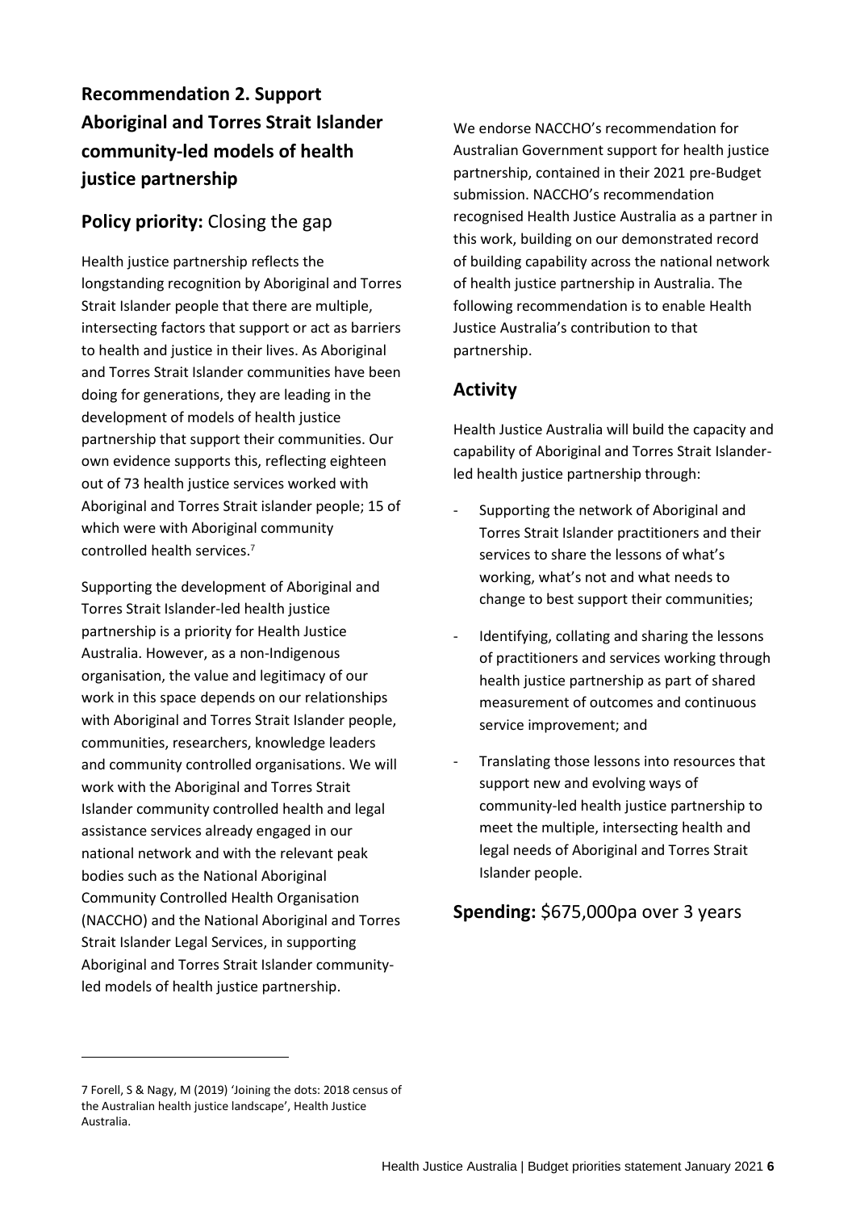## Recommendation 2. Support Aboriginal and Torres Strait Islander community-led models of health justice partnership

### Policy priority: Closing the gap

Health justice partnership reflects the longstanding recognition by Aboriginal and Torres Strait Islander people that there are multiple, intersecting factors that support or act as barriers to health and justice in their lives. As Aboriginal and Torres Strait Islander communities have been doing for generations, they are leading in the development of models of health justice partnership that support their communities. Our own evidence supports this, reflecting eighteen out of 73 health justice services worked with Aboriginal and Torres Strait islander people; 15 of which were with Aboriginal community controlled health services.[7]

Supporting the development of Aboriginal and Torres Strait Islander-led health justice partnership is a priority for Health Justice Australia. However, as a non-Indigenous organisation, the value and legitimacy of our work in this space depends on our relationships with Aboriginal and Torres Strait Islander people, communities, researchers, knowledge leaders and community controlled organisations. We will work with the Aboriginal and Torres Strait Islander community controlled health and legal assistance services already engaged in our national network and with the relevant peak bodies such as the National Aboriginal Community Controlled Health Organisation (NACCHO) and the National Aboriginal and Torres Strait Islander Legal Services, in supporting Aboriginal and Torres Strait Islander community-led models of health justice partnership.

We endorse NACCHO's recommendation for Australian Government support for health justice partnership, contained in their 2021 pre-Budget submission. NACCHO's recommendation recognised Health Justice Australia as a partner in this work, building on our demonstrated record of building capability across the national network of health justice partnership in Australia. The following recommendation is to enable Health Justice Australia's contribution to that partnership.

### Activity

Health Justice Australia will build the capacity and capability of Aboriginal and Torres Strait Islander-led health justice partnership through:

- Supporting the network of Aboriginal and Torres Strait Islander practitioners and their services to share the lessons of what's working, what's not and what needs to change to best support their communities;
- Identifying, collating and sharing the lessons of practitioners and services working through health justice partnership as part of shared measurement of outcomes and continuous service improvement; and
- Translating those lessons into resources that support new and evolving ways of community-led health justice partnership to meet the multiple, intersecting health and legal needs of Aboriginal and Torres Strait Islander people.

### Spending: $675,000pa over 3 years

7 Forell, S & Nagy, M (2019) 'Joining the dots: 2018 census of the Australian health justice landscape', Health Justice Australia.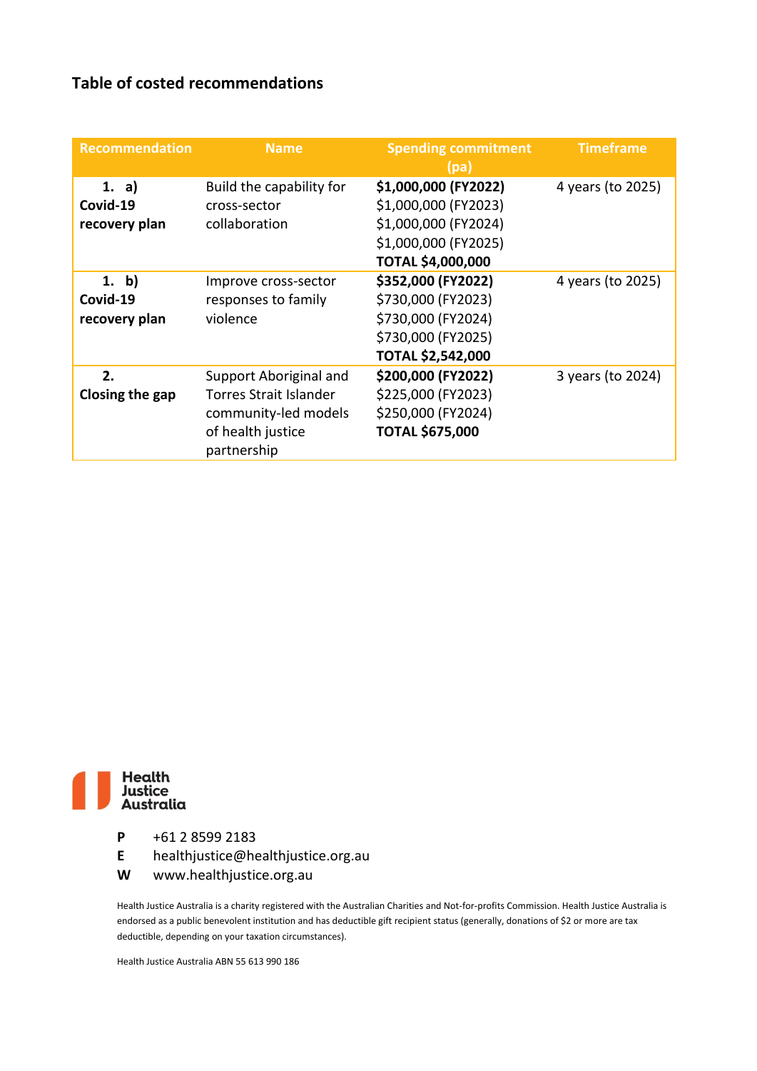## Table of costed recommendations

| Recommendation | Name | Spending commitment (pa) | Timeframe |
|---|---|---|---|
| **1. a) Covid-19 recovery plan** | Build the capability for cross-sector collaboration | **$1,000,000 (FY2022)**<br>$1,000,000 (FY2023)<br>$1,000,000 (FY2024)<br>$1,000,000 (FY2025)<br>**TOTAL $4,000,000** | 4 years (to 2025) |
| **1. b) Covid-19 recovery plan** | Improve cross-sector responses to family violence | **$352,000 (FY2022)**<br>$730,000 (FY2023)<br>$730,000 (FY2024)<br>$730,000 (FY2025)<br>**TOTAL $2,542,000** | 4 years (to 2025) |
| **2. Closing the gap** | Support Aboriginal and Torres Strait Islander community-led models of health justice partnership | **$200,000 (FY2022)**<br>$225,000 (FY2023)<br>$250,000 (FY2024)<br>**TOTAL $675,000** | 3 years (to 2024) |

Health Justice Australia

**P** +61 2 8599 2183
**E** healthjustice@healthjustice.org.au
**W** www.healthjustice.org.au

Health Justice Australia is a charity registered with the Australian Charities and Not-for-profits Commission. Health Justice Australia is endorsed as a public benevolent institution and has deductible gift recipient status (generally, donations of $2 or more are tax deductible, depending on your taxation circumstances).

Health Justice Australia ABN 55 613 990 186